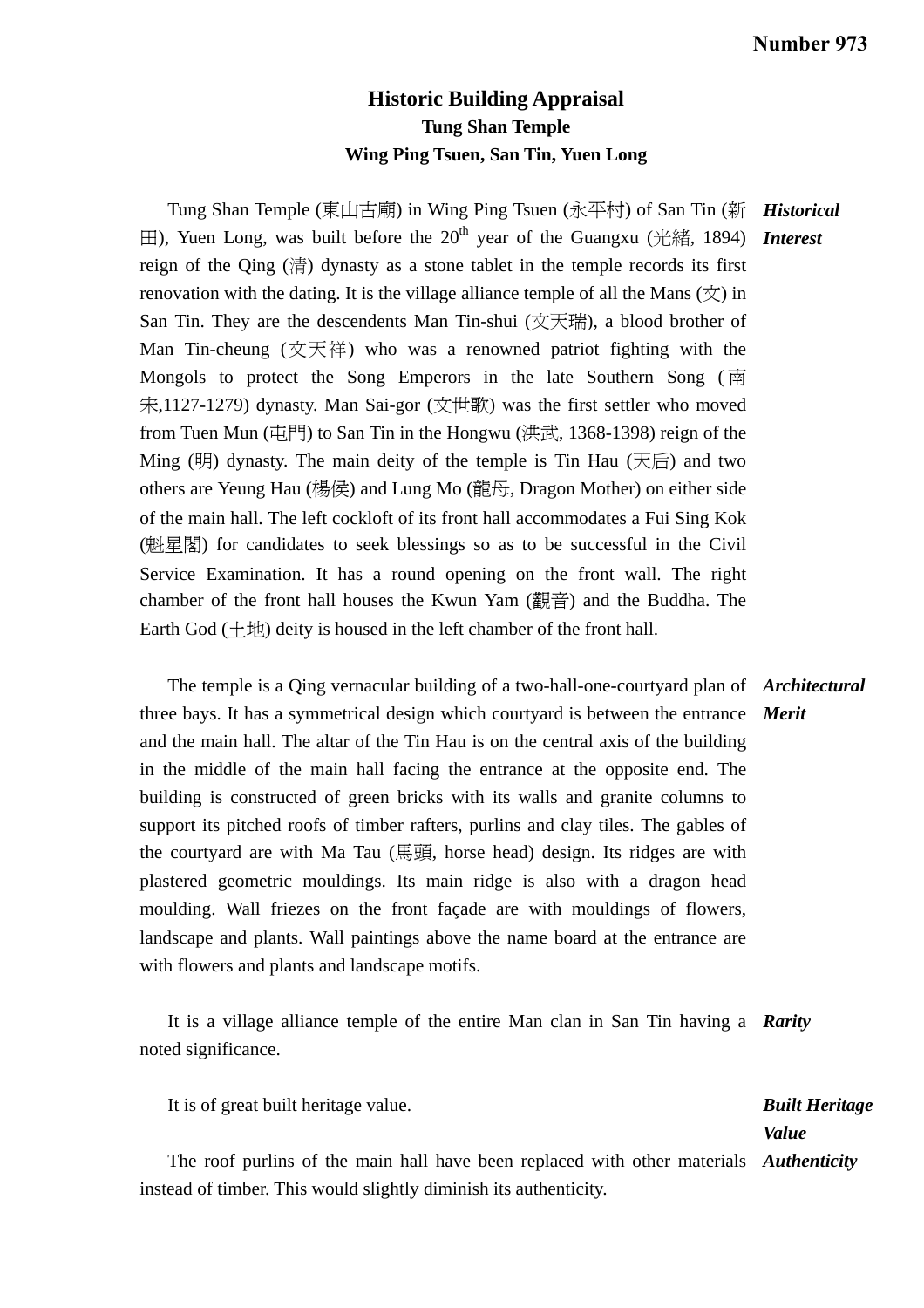**Number 973**

# Historic Building Appraisal

## Tung Shan Temple

## Wing Ping Tsuen, San Tin, Yuen Long

***Historical Interest***

Tung Shan Temple (東山古廟) in Wing Ping Tsuen (永平村) of San Tin (新田), Yuen Long, was built before the 20th year of the Guangxu (光緒, 1894) reign of the Qing (清) dynasty as a stone tablet in the temple records its first renovation with the dating. It is the village alliance temple of all the Mans (文) in San Tin. They are the descendents Man Tin-shui (文天瑞), a blood brother of Man Tin-cheung (文天祥) who was a renowned patriot fighting with the Mongols to protect the Song Emperors in the late Southern Song (南宋,1127-1279) dynasty. Man Sai-gor (文世歌) was the first settler who moved from Tuen Mun (屯門) to San Tin in the Hongwu (洪武, 1368-1398) reign of the Ming (明) dynasty. The main deity of the temple is Tin Hau (天后) and two others are Yeung Hau (楊侯) and Lung Mo (龍母, Dragon Mother) on either side of the main hall. The left cockloft of its front hall accommodates a Fui Sing Kok (魁星閣) for candidates to seek blessings so as to be successful in the Civil Service Examination. It has a round opening on the front wall. The right chamber of the front hall houses the Kwun Yam (觀音) and the Buddha. The Earth God (土地) deity is housed in the left chamber of the front hall.

***Architectural Merit***

The temple is a Qing vernacular building of a two-hall-one-courtyard plan of three bays. It has a symmetrical design which courtyard is between the entrance and the main hall. The altar of the Tin Hau is on the central axis of the building in the middle of the main hall facing the entrance at the opposite end. The building is constructed of green bricks with its walls and granite columns to support its pitched roofs of timber rafters, purlins and clay tiles. The gables of the courtyard are with Ma Tau (馬頭, horse head) design. Its ridges are with plastered geometric mouldings. Its main ridge is also with a dragon head moulding. Wall friezes on the front façade are with mouldings of flowers, landscape and plants. Wall paintings above the name board at the entrance are with flowers and plants and landscape motifs.

***Rarity***

It is a village alliance temple of the entire Man clan in San Tin having a noted significance.

***Built Heritage Value***

It is of great built heritage value.

***Authenticity***

The roof purlins of the main hall have been replaced with other materials instead of timber. This would slightly diminish its authenticity.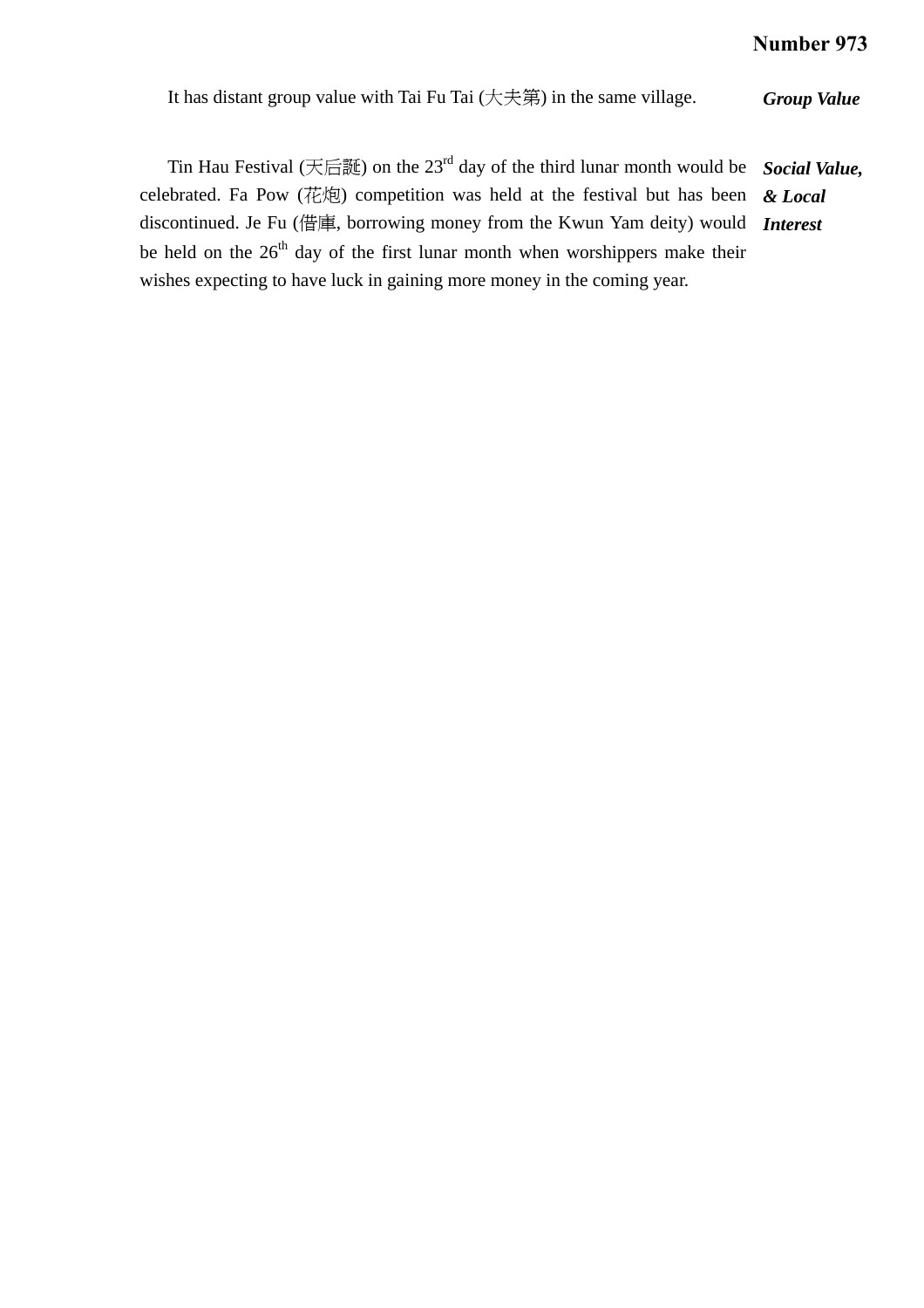**Number 973**

It has distant group value with Tai Fu Tai (大夫第) in the same village. ***Group Value***

Tin Hau Festival (天后誕) on the 23rd day of the third lunar month would be celebrated. Fa Pow (花炮) competition was held at the festival but has been discontinued. Je Fu (借庫, borrowing money from the Kwun Yam deity) would be held on the 26th day of the first lunar month when worshippers make their wishes expecting to have luck in gaining more money in the coming year. ***Social Value, & Local Interest***